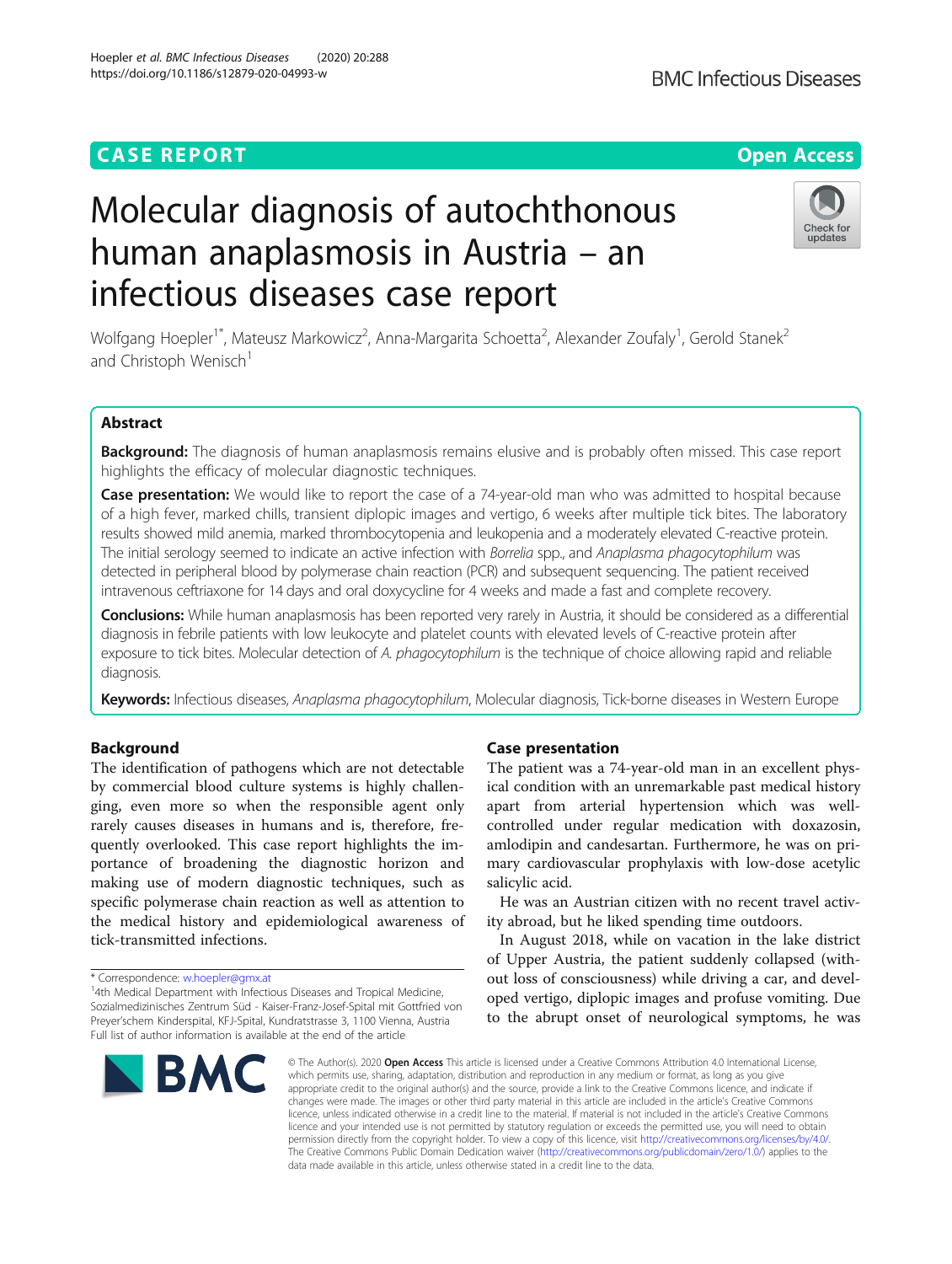CASE REPORT

Open Access

# Molecular diagnosis of autochthonous human anaplasmosis in Austria – an infectious diseases case report

Wolfgang Hoepler[1*], Mateusz Markowicz[2], Anna-Margarita Schoetta[2], Alexander Zoufaly[1], Gerold Stanek[2] and Christoph Wenisch[1]

## Abstract

**Background:** The diagnosis of human anaplasmosis remains elusive and is probably often missed. This case report highlights the efficacy of molecular diagnostic techniques.

**Case presentation:** We would like to report the case of a 74-year-old man who was admitted to hospital because of a high fever, marked chills, transient diplopic images and vertigo, 6 weeks after multiple tick bites. The laboratory results showed mild anemia, marked thrombocytopenia and leukopenia and a moderately elevated C-reactive protein. The initial serology seemed to indicate an active infection with *Borrelia* spp., and *Anaplasma phagocytophilum* was detected in peripheral blood by polymerase chain reaction (PCR) and subsequent sequencing. The patient received intravenous ceftriaxone for 14 days and oral doxycycline for 4 weeks and made a fast and complete recovery.

**Conclusions:** While human anaplasmosis has been reported very rarely in Austria, it should be considered as a differential diagnosis in febrile patients with low leukocyte and platelet counts with elevated levels of C-reactive protein after exposure to tick bites. Molecular detection of *A. phagocytophilum* is the technique of choice allowing rapid and reliable diagnosis.

**Keywords:** Infectious diseases, *Anaplasma phagocytophilum*, Molecular diagnosis, Tick-borne diseases in Western Europe

## Background

The identification of pathogens which are not detectable by commercial blood culture systems is highly challenging, even more so when the responsible agent only rarely causes diseases in humans and is, therefore, frequently overlooked. This case report highlights the importance of broadening the diagnostic horizon and making use of modern diagnostic techniques, such as specific polymerase chain reaction as well as attention to the medical history and epidemiological awareness of tick-transmitted infections.

## Case presentation

The patient was a 74-year-old man in an excellent physical condition with an unremarkable past medical history apart from arterial hypertension which was well-controlled under regular medication with doxazosin, amlodipin and candesartan. Furthermore, he was on primary cardiovascular prophylaxis with low-dose acetylic salicylic acid.

He was an Austrian citizen with no recent travel activity abroad, but he liked spending time outdoors.

In August 2018, while on vacation in the lake district of Upper Austria, the patient suddenly collapsed (without loss of consciousness) while driving a car, and developed vertigo, diplopic images and profuse vomiting. Due to the abrupt onset of neurological symptoms, he was

\* Correspondence: w.hoepler@gmx.at
[1]4th Medical Department with Infectious Diseases and Tropical Medicine, Sozialmedizinisches Zentrum Süd - Kaiser-Franz-Josef-Spital mit Gottfried von Preyer'schem Kinderspital, KFJ-Spital, Kundratstrasse 3, 1100 Vienna, Austria
Full list of author information is available at the end of the article

© The Author(s). 2020 **Open Access** This article is licensed under a Creative Commons Attribution 4.0 International License, which permits use, sharing, adaptation, distribution and reproduction in any medium or format, as long as you give appropriate credit to the original author(s) and the source, provide a link to the Creative Commons licence, and indicate if changes were made. The images or other third party material in this article are included in the article's Creative Commons licence, unless indicated otherwise in a credit line to the material. If material is not included in the article's Creative Commons licence and your intended use is not permitted by statutory regulation or exceeds the permitted use, you will need to obtain permission directly from the copyright holder. To view a copy of this licence, visit http://creativecommons.org/licenses/by/4.0/. The Creative Commons Public Domain Dedication waiver (http://creativecommons.org/publicdomain/zero/1.0/) applies to the data made available in this article, unless otherwise stated in a credit line to the data.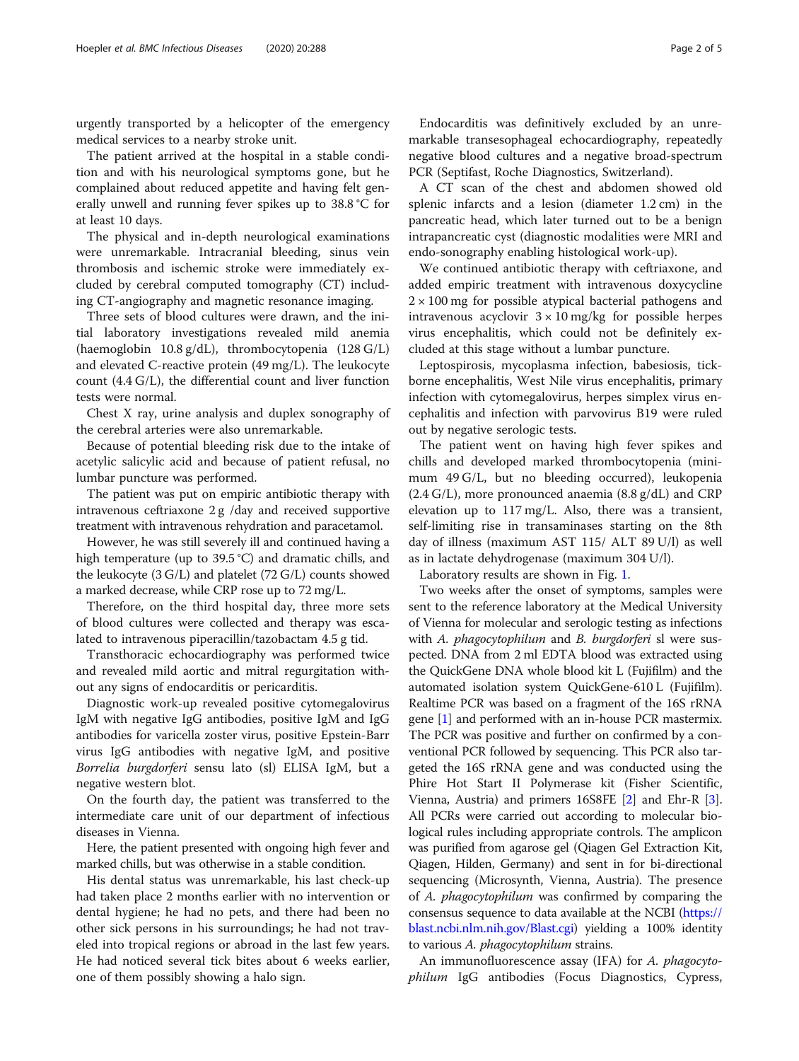urgently transported by a helicopter of the emergency medical services to a nearby stroke unit.

The patient arrived at the hospital in a stable condition and with his neurological symptoms gone, but he complained about reduced appetite and having felt generally unwell and running fever spikes up to 38.8 °C for at least 10 days.

The physical and in-depth neurological examinations were unremarkable. Intracranial bleeding, sinus vein thrombosis and ischemic stroke were immediately excluded by cerebral computed tomography (CT) including CT-angiography and magnetic resonance imaging.

Three sets of blood cultures were drawn, and the initial laboratory investigations revealed mild anemia (haemoglobin 10.8 g/dL), thrombocytopenia (128 G/L) and elevated C-reactive protein (49 mg/L). The leukocyte count (4.4 G/L), the differential count and liver function tests were normal.

Chest X ray, urine analysis and duplex sonography of the cerebral arteries were also unremarkable.

Because of potential bleeding risk due to the intake of acetylic salicylic acid and because of patient refusal, no lumbar puncture was performed.

The patient was put on empiric antibiotic therapy with intravenous ceftriaxone 2 g /day and received supportive treatment with intravenous rehydration and paracetamol.

However, he was still severely ill and continued having a high temperature (up to 39.5 °C) and dramatic chills, and the leukocyte (3 G/L) and platelet (72 G/L) counts showed a marked decrease, while CRP rose up to 72 mg/L.

Therefore, on the third hospital day, three more sets of blood cultures were collected and therapy was escalated to intravenous piperacillin/tazobactam 4.5 g tid.

Transthoracic echocardiography was performed twice and revealed mild aortic and mitral regurgitation without any signs of endocarditis or pericarditis.

Diagnostic work-up revealed positive cytomegalovirus IgM with negative IgG antibodies, positive IgM and IgG antibodies for varicella zoster virus, positive Epstein-Barr virus IgG antibodies with negative IgM, and positive *Borrelia burgdorferi* sensu lato (sl) ELISA IgM, but a negative western blot.

On the fourth day, the patient was transferred to the intermediate care unit of our department of infectious diseases in Vienna.

Here, the patient presented with ongoing high fever and marked chills, but was otherwise in a stable condition.

His dental status was unremarkable, his last check-up had taken place 2 months earlier with no intervention or dental hygiene; he had no pets, and there had been no other sick persons in his surroundings; he had not traveled into tropical regions or abroad in the last few years. He had noticed several tick bites about 6 weeks earlier, one of them possibly showing a halo sign.

Endocarditis was definitively excluded by an unremarkable transesophageal echocardiography, repeatedly negative blood cultures and a negative broad-spectrum PCR (Septifast, Roche Diagnostics, Switzerland).

A CT scan of the chest and abdomen showed old splenic infarcts and a lesion (diameter 1.2 cm) in the pancreatic head, which later turned out to be a benign intrapancreatic cyst (diagnostic modalities were MRI and endo-sonography enabling histological work-up).

We continued antibiotic therapy with ceftriaxone, and added empiric treatment with intravenous doxycycline $2 \times 100$ mg for possible atypical bacterial pathogens and intravenous acyclovir $3 \times 10$ mg/kg for possible herpes virus encephalitis, which could not be definitely excluded at this stage without a lumbar puncture.

Leptospirosis, mycoplasma infection, babesiosis, tick-borne encephalitis, West Nile virus encephalitis, primary infection with cytomegalovirus, herpes simplex virus encephalitis and infection with parvovirus B19 were ruled out by negative serologic tests.

The patient went on having high fever spikes and chills and developed marked thrombocytopenia (minimum 49 G/L, but no bleeding occurred), leukopenia (2.4 G/L), more pronounced anaemia (8.8 g/dL) and CRP elevation up to 117 mg/L. Also, there was a transient, self-limiting rise in transaminases starting on the 8th day of illness (maximum AST 115/ ALT 89 U/l) as well as in lactate dehydrogenase (maximum 304 U/l).

Laboratory results are shown in Fig. 1.

Two weeks after the onset of symptoms, samples were sent to the reference laboratory at the Medical University of Vienna for molecular and serologic testing as infections with *A. phagocytophilum* and *B. burgdorferi* sl were suspected. DNA from 2 ml EDTA blood was extracted using the QuickGene DNA whole blood kit L (Fujifilm) and the automated isolation system QuickGene-610 L (Fujifilm). Realtime PCR was based on a fragment of the 16S rRNA gene [1] and performed with an in-house PCR mastermix. The PCR was positive and further on confirmed by a conventional PCR followed by sequencing. This PCR also targeted the 16S rRNA gene and was conducted using the Phire Hot Start II Polymerase kit (Fisher Scientific, Vienna, Austria) and primers 16S8FE [2] and Ehr-R [3]. All PCRs were carried out according to molecular biological rules including appropriate controls. The amplicon was purified from agarose gel (Qiagen Gel Extraction Kit, Qiagen, Hilden, Germany) and sent in for bi-directional sequencing (Microsynth, Vienna, Austria). The presence of *A. phagocytophilum* was confirmed by comparing the consensus sequence to data available at the NCBI (https://blast.ncbi.nlm.nih.gov/Blast.cgi) yielding a 100% identity to various *A. phagocytophilum* strains.

An immunofluorescence assay (IFA) for *A. phagocytophilum* IgG antibodies (Focus Diagnostics, Cypress,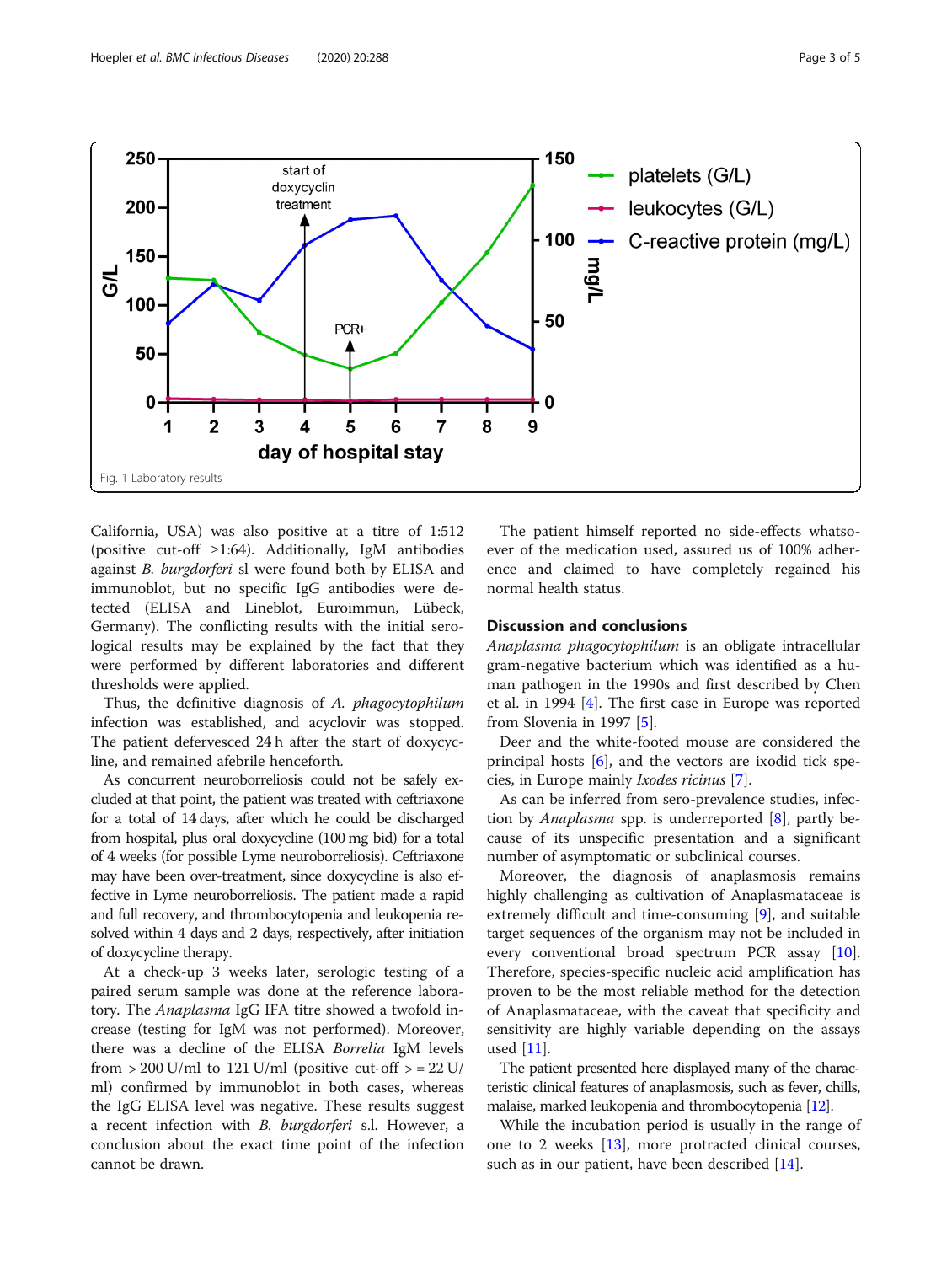Fig. 1 Laboratory results

California, USA) was also positive at a titre of 1:512 (positive cut-off ≥1:64). Additionally, IgM antibodies against *B. burgdorferi* sl were found both by ELISA and immunoblot, but no specific IgG antibodies were detected (ELISA and Lineblot, Euroimmun, Lübeck, Germany). The conflicting results with the initial serological results may be explained by the fact that they were performed by different laboratories and different thresholds were applied.

Thus, the definitive diagnosis of *A. phagocytophilum* infection was established, and acyclovir was stopped. The patient defervesced 24 h after the start of doxycycline, and remained afebrile henceforth.

As concurrent neuroborreliosis could not be safely excluded at that point, the patient was treated with ceftriaxone for a total of 14 days, after which he could be discharged from hospital, plus oral doxycycline (100 mg bid) for a total of 4 weeks (for possible Lyme neuroborreliosis). Ceftriaxone may have been over-treatment, since doxycycline is also effective in Lyme neuroborreliosis. The patient made a rapid and full recovery, and thrombocytopenia and leukopenia resolved within 4 days and 2 days, respectively, after initiation of doxycycline therapy.

At a check-up 3 weeks later, serologic testing of a paired serum sample was done at the reference laboratory. The *Anaplasma* IgG IFA titre showed a twofold increase (testing for IgM was not performed). Moreover, there was a decline of the ELISA *Borrelia* IgM levels from > 200 U/ml to 121 U/ml (positive cut-off > = 22 U/ml) confirmed by immunoblot in both cases, whereas the IgG ELISA level was negative. These results suggest a recent infection with *B. burgdorferi* s.l. However, a conclusion about the exact time point of the infection cannot be drawn.

The patient himself reported no side-effects whatsoever of the medication used, assured us of 100% adherence and claimed to have completely regained his normal health status.

## Discussion and conclusions

*Anaplasma phagocytophilum* is an obligate intracellular gram-negative bacterium which was identified as a human pathogen in the 1990s and first described by Chen et al. in 1994 [4]. The first case in Europe was reported from Slovenia in 1997 [5].

Deer and the white-footed mouse are considered the principal hosts [6], and the vectors are ixodid tick species, in Europe mainly *Ixodes ricinus* [7].

As can be inferred from sero-prevalence studies, infection by *Anaplasma* spp. is underreported [8], partly because of its unspecific presentation and a significant number of asymptomatic or subclinical courses.

Moreover, the diagnosis of anaplasmosis remains highly challenging as cultivation of Anaplasmataceae is extremely difficult and time-consuming [9], and suitable target sequences of the organism may not be included in every conventional broad spectrum PCR assay [10]. Therefore, species-specific nucleic acid amplification has proven to be the most reliable method for the detection of Anaplasmataceae, with the caveat that specificity and sensitivity are highly variable depending on the assays used [11].

The patient presented here displayed many of the characteristic clinical features of anaplasmosis, such as fever, chills, malaise, marked leukopenia and thrombocytopenia [12].

While the incubation period is usually in the range of one to 2 weeks [13], more protracted clinical courses, such as in our patient, have been described [14].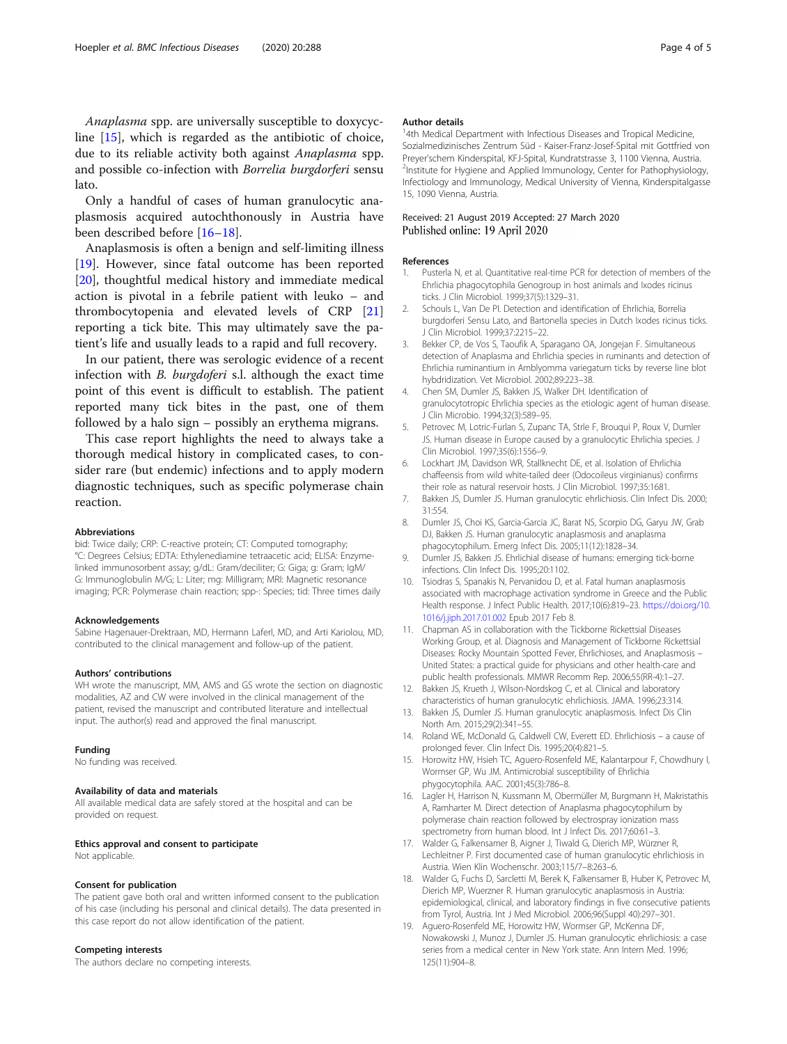*Anaplasma* spp. are universally susceptible to doxycycline [15], which is regarded as the antibiotic of choice, due to its reliable activity both against *Anaplasma* spp. and possible co-infection with *Borrelia burgdorferi* sensu lato.

Only a handful of cases of human granulocytic anaplasmosis acquired autochthonously in Austria have been described before [16–18].

Anaplasmosis is often a benign and self-limiting illness [19]. However, since fatal outcome has been reported [20], thoughtful medical history and immediate medical action is pivotal in a febrile patient with leuko – and thrombocytopenia and elevated levels of CRP [21] reporting a tick bite. This may ultimately save the patient's life and usually leads to a rapid and full recovery.

In our patient, there was serologic evidence of a recent infection with *B. burgdoferi* s.l. although the exact time point of this event is difficult to establish. The patient reported many tick bites in the past, one of them followed by a halo sign – possibly an erythema migrans.

This case report highlights the need to always take a thorough medical history in complicated cases, to consider rare (but endemic) infections and to apply modern diagnostic techniques, such as specific polymerase chain reaction.

#### Abbreviations

bid: Twice daily; CRP: C-reactive protein; CT: Computed tomography; °C: Degrees Celsius; EDTA: Ethylenediamine tetraacetic acid; ELISA: Enzyme-linked immunosorbent assay; g/dL: Gram/deciliter; G: Giga; g: Gram; IgM/G: Immunoglobulin M/G; L: Liter; mg: Milligram; MRI: Magnetic resonance imaging; PCR: Polymerase chain reaction; spp-: Species; tid: Three times daily

#### Acknowledgements

Sabine Hagenauer-Drektraan, MD, Hermann Laferl, MD, and Arti Kariolou, MD, contributed to the clinical management and follow-up of the patient.

#### Authors' contributions

WH wrote the manuscript, MM, AMS and GS wrote the section on diagnostic modalities, AZ and CW were involved in the clinical management of the patient, revised the manuscript and contributed literature and intellectual input. The author(s) read and approved the final manuscript.

#### Funding

No funding was received.

#### Availability of data and materials

All available medical data are safely stored at the hospital and can be provided on request.

#### Ethics approval and consent to participate

Not applicable.

#### Consent for publication

The patient gave both oral and written informed consent to the publication of his case (including his personal and clinical details). The data presented in this case report do not allow identification of the patient.

#### Competing interests

The authors declare no competing interests.

#### Author details

[1]4th Medical Department with Infectious Diseases and Tropical Medicine, Sozialmedizinisches Zentrum Süd - Kaiser-Franz-Josef-Spital mit Gottfried von Preyer'schem Kinderspital, KFJ-Spital, Kundratstrasse 3, 1100 Vienna, Austria. [2]Institute for Hygiene and Applied Immunology, Center for Pathophysiology, Infectiology and Immunology, Medical University of Vienna, Kinderspitalgasse 15, 1090 Vienna, Austria.

Received: 21 August 2019 Accepted: 27 March 2020
Published online: 19 April 2020

#### References

1. Pusterla N, et al. Quantitative real-time PCR for detection of members of the Ehrlichia phagocytophila Genogroup in host animals and Ixodes ricinus ticks. J Clin Microbiol. 1999;37(5):1329–31.
2. Schouls L, Van De Pl. Detection and identification of Ehrlichia, Borrelia burgdorferi Sensu Lato, and Bartonella species in Dutch Ixodes ricinus ticks. J Clin Microbiol. 1999;37:2215–22.
3. Bekker CP, de Vos S, Taoufik A, Sparagano OA, Jongejan F. Simultaneous detection of Anaplasma and Ehrlichia species in ruminants and detection of Ehrlichia ruminantium in Amblyomma variegatum ticks by reverse line blot hybdridization. Vet Microbiol. 2002;89:223–38.
4. Chen SM, Dumler JS, Bakken JS, Walker DH. Identification of granulocytotropic Ehrlichia species as the etiologic agent of human disease. J Clin Microbio. 1994;32(3):589–95.
5. Petrovec M, Lotric-Furlan S, Zupanc TA, Strle F, Brouqui P, Roux V, Dumler JS. Human disease in Europe caused by a granulocytic Ehrlichia species. J Clin Microbiol. 1997;35(6):1556–9.
6. Lockhart JM, Davidson WR, Stallknecht DE, et al. Isolation of Ehrlichia chaffeensis from wild white-tailed deer (Odocoileus virginianus) confirms their role as natural reservoir hosts. J Clin Microbiol. 1997;35:1681.
7. Bakken JS, Dumler JS. Human granulocytic ehrlichiosis. Clin Infect Dis. 2000;31:554.
8. Dumler JS, Choi KS, Garcia-Garcia JC, Barat NS, Scorpio DG, Garyu JW, Grab DJ, Bakken JS. Human granulocytic anaplasmosis and anaplasma phagocytophilum. Emerg Infect Dis. 2005;11(12):1828–34.
9. Dumler JS, Bakken JS. Ehrlichial disease of humans: emerging tick-borne infections. Clin Infect Dis. 1995;20:1102.
10. Tsiodras S, Spanakis N, Pervanidou D, et al. Fatal human anaplasmosis associated with macrophage activation syndrome in Greece and the Public Health response. J Infect Public Health. 2017;10(6):819–23. https://doi.org/10.1016/j.jiph.2017.01.002 Epub 2017 Feb 8.
11. Chapman AS in collaboration with the Tickborne Rickettsial Diseases Working Group, et al. Diagnosis and Management of Tickborne Rickettsial Diseases: Rocky Mountain Spotted Fever, Ehrlichioses, and Anaplasmosis – United States: a practical guide for physicians and other health-care and public health professionals. MMWR Recomm Rep. 2006;55(RR-4):1–27.
12. Bakken JS, Krueth J, Wilson-Nordskog C, et al. Clinical and laboratory characteristics of human granulocytic ehrlichiosis. JAMA. 1996;23:314.
13. Bakken JS, Dumler JS. Human granulocytic anaplasmosis. Infect Dis Clin North Am. 2015;29(2):341–55.
14. Roland WE, McDonald G, Caldwell CW, Everett ED. Ehrlichiosis – a cause of prolonged fever. Clin Infect Dis. 1995;20(4):821–5.
15. Horowitz HW, Hsieh TC, Aguero-Rosenfeld ME, Kalantarpour F, Chowdhury I, Wormser GP, Wu JM. Antimicrobial susceptibility of Ehrlichia phygocytophila. AAC. 2001;45(3):786–8.
16. Lagler H, Harrison N, Kussmann M, Obermüller M, Burgmann H, Makristathis A, Ramharter M. Direct detection of Anaplasma phagocytophilum by polymerase chain reaction followed by electrospray ionization mass spectrometry from human blood. Int J Infect Dis. 2017;60:61–3.
17. Walder G, Falkensamer B, Aigner J, Tiwald G, Dierich MP, Würzner R, Lechleitner P. First documented case of human granulocytic ehrlichiosis in Austria. Wien Klin Wochenschr. 2003;115/7–8:263–6.
18. Walder G, Fuchs D, Sarcletti M, Berek K, Falkensamer B, Huber K, Petrovec M, Dierich MP, Wuerzner R. Human granulocytic anaplasmosis in Austria: epidemiological, clinical, and laboratory findings in five consecutive patients from Tyrol, Austria. Int J Med Microbiol. 2006;96(Suppl 40):297–301.
19. Aguero-Rosenfeld ME, Horowitz HW, Wormser GP, McKenna DF, Nowakowski J, Munoz J, Dumler JS. Human granulocytic ehrlichiosis: a case series from a medical center in New York state. Ann Intern Med. 1996;125(11):904–8.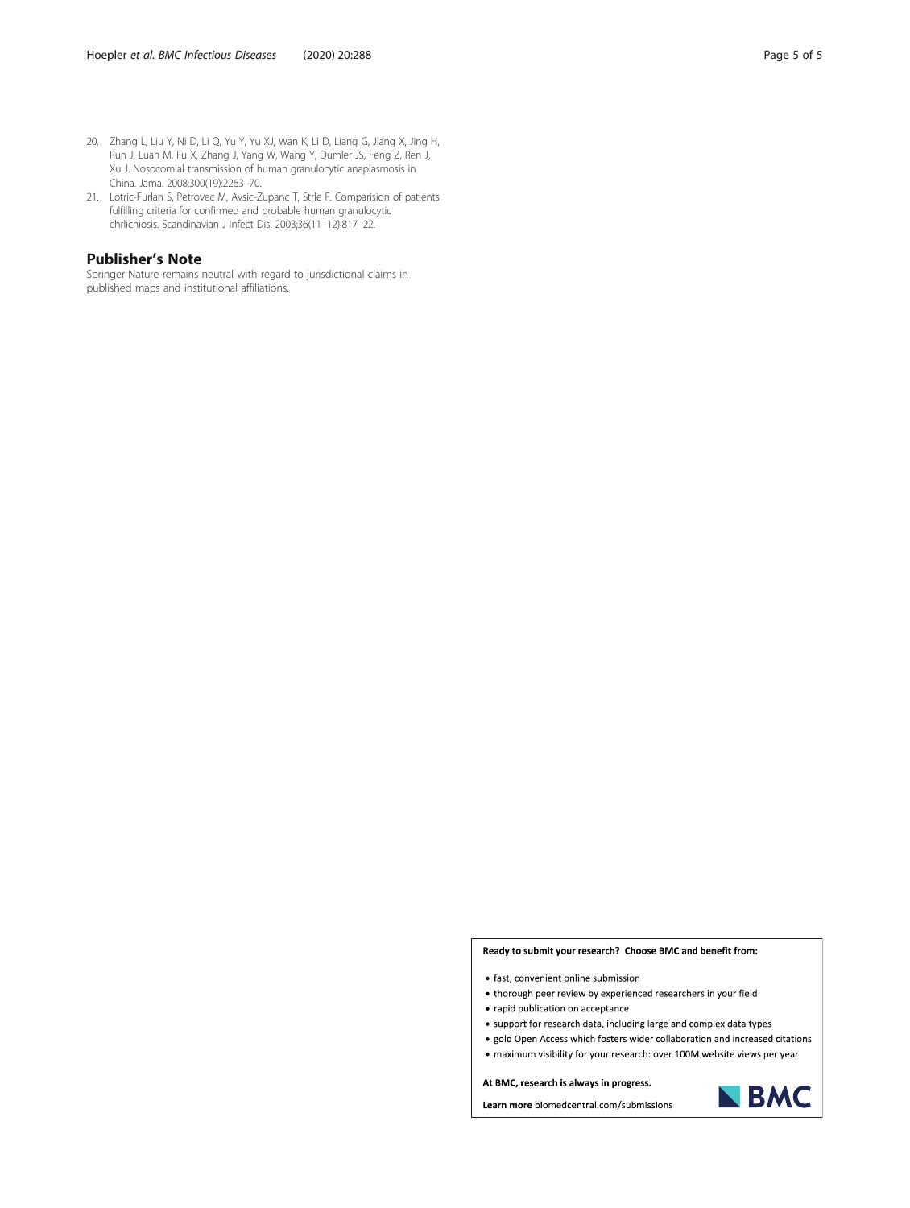20. Zhang L, Liu Y, Ni D, Li Q, Yu Y, Yu XJ, Wan K, Li D, Liang G, Jiang X, Jing H, Run J, Luan M, Fu X, Zhang J, Yang W, Wang Y, Dumler JS, Feng Z, Ren J, Xu J. Nosocomial transmission of human granulocytic anaplasmosis in China. Jama. 2008;300(19):2263–70.
21. Lotric-Furlan S, Petrovec M, Avsic-Zupanc T, Strle F. Comparision of patients fulfilling criteria for confirmed and probable human granulocytic ehrlichiosis. Scandinavian J Infect Dis. 2003;36(11–12):817–22.

## Publisher's Note

Springer Nature remains neutral with regard to jurisdictional claims in published maps and institutional affiliations.

**Ready to submit your research? Choose BMC and benefit from:**

- fast, convenient online submission
- thorough peer review by experienced researchers in your field
- rapid publication on acceptance
- support for research data, including large and complex data types
- gold Open Access which fosters wider collaboration and increased citations
- maximum visibility for your research: over 100M website views per year

**At BMC, research is always in progress.**

**Learn more** biomedcentral.com/submissions

BMC